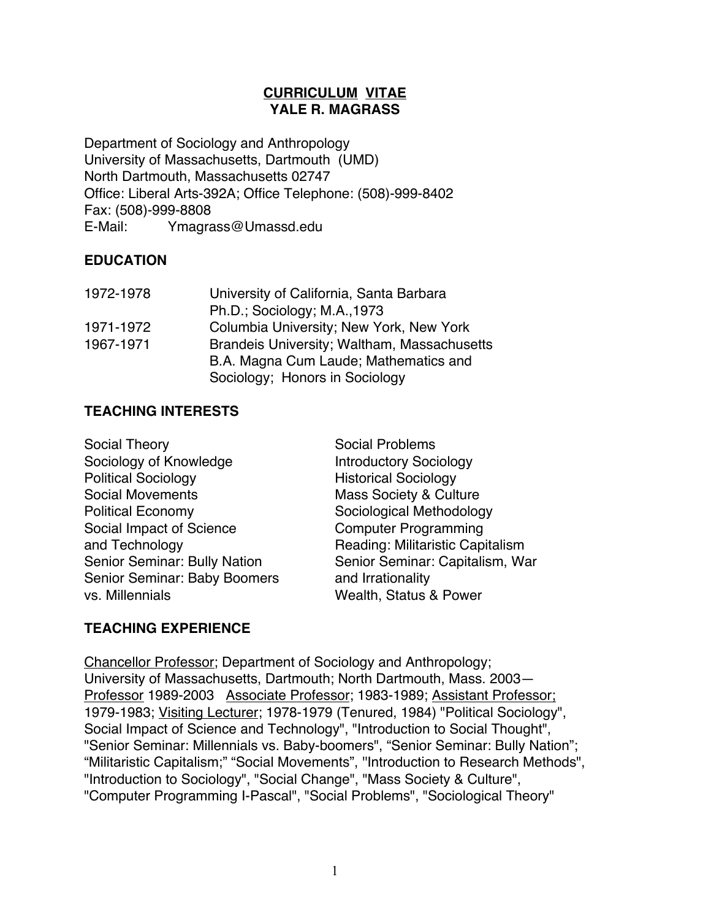# CURRICULUM VITAE
# YALE R. MAGRASS

Department of Sociology and Anthropology
University of Massachusetts, Dartmouth (UMD)
North Dartmouth, Massachusetts 02747
Office: Liberal Arts-392A; Office Telephone: (508)-999-8402
Fax: (508)-999-8808
E-Mail: Ymagrass@Umassd.edu

## EDUCATION

| | |
|---|---|
| 1972-1978 | University of California, Santa Barbara<br>Ph.D.; Sociology; M.A.,1973 |
| 1971-1972 | Columbia University; New York, New York |
| 1967-1971 | Brandeis University; Waltham, Massachusetts<br>B.A. Magna Cum Laude; Mathematics and Sociology; Honors in Sociology |

## TEACHING INTERESTS

- Social Theory
- Sociology of Knowledge
- Political Sociology
- Social Movements
- Political Economy
- Social Impact of Science and Technology
- Senior Seminar: Bully Nation
- Senior Seminar: Baby Boomers vs. Millennials
- Social Problems
- Introductory Sociology
- Historical Sociology
- Mass Society & Culture
- Sociological Methodology
- Computer Programming
- Reading: Militaristic Capitalism
- Senior Seminar: Capitalism, War and Irrationality
- Wealth, Status & Power

## TEACHING EXPERIENCE

Chancellor Professor; Department of Sociology and Anthropology; University of Massachusetts, Dartmouth; North Dartmouth, Mass. 2003— Professor 1989-2003 Associate Professor; 1983-1989; Assistant Professor; 1979-1983; Visiting Lecturer; 1978-1979 (Tenured, 1984) "Political Sociology", Social Impact of Science and Technology", "Introduction to Social Thought", "Senior Seminar: Millennials vs. Baby-boomers", "Senior Seminar: Bully Nation"; "Militaristic Capitalism;" "Social Movements", "Introduction to Research Methods", "Introduction to Sociology", "Social Change", "Mass Society & Culture", "Computer Programming I-Pascal", "Social Problems", "Sociological Theory"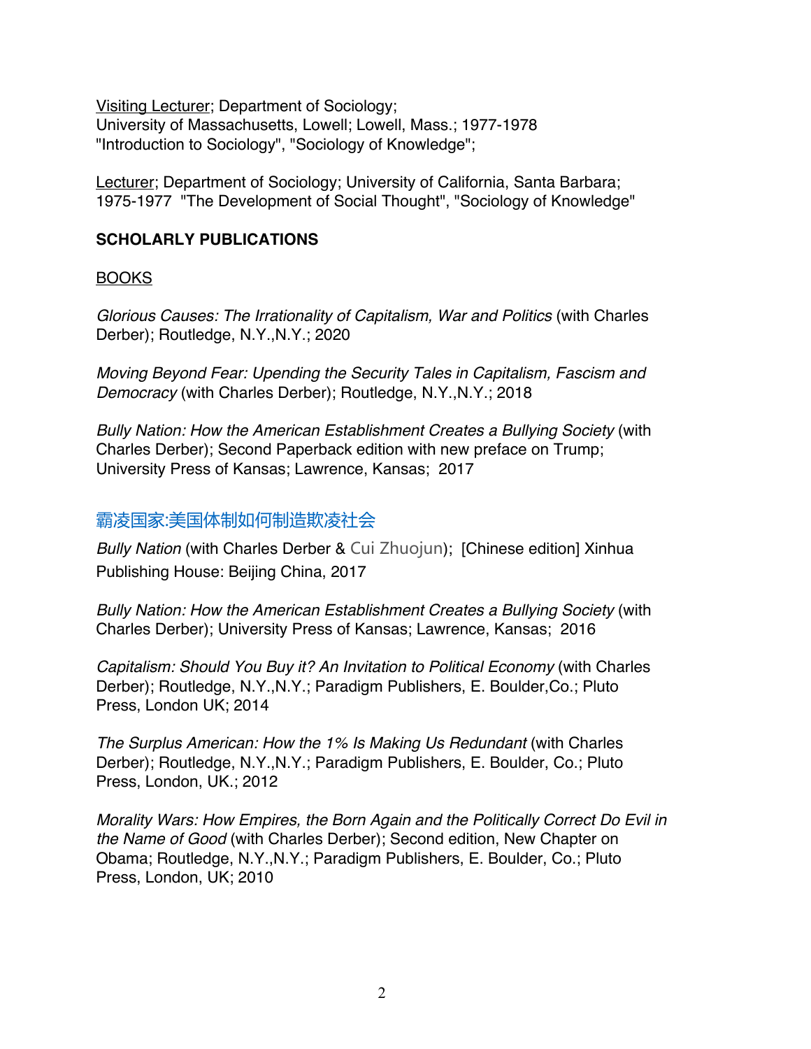Visiting Lecturer; Department of Sociology;
University of Massachusetts, Lowell; Lowell, Mass.; 1977-1978
"Introduction to Sociology", "Sociology of Knowledge";

Lecturer; Department of Sociology; University of California, Santa Barbara;
1975-1977 "The Development of Social Thought", "Sociology of Knowledge"

**SCHOLARLY PUBLICATIONS**

BOOKS

*Glorious Causes: The Irrationality of Capitalism, War and Politics* (with Charles Derber); Routledge, N.Y.,N.Y.; 2020

*Moving Beyond Fear: Upending the Security Tales in Capitalism, Fascism and Democracy* (with Charles Derber); Routledge, N.Y.,N.Y.; 2018

*Bully Nation: How the American Establishment Creates a Bullying Society* (with Charles Derber); Second Paperback edition with new preface on Trump; University Press of Kansas; Lawrence, Kansas; 2017

霸凌国家:美国体制如何制造欺凌社会

*Bully Nation* (with Charles Derber & Cui Zhuojun); [Chinese edition] Xinhua Publishing House: Beijing China, 2017

*Bully Nation: How the American Establishment Creates a Bullying Society* (with Charles Derber); University Press of Kansas; Lawrence, Kansas; 2016

*Capitalism: Should You Buy it? An Invitation to Political Economy* (with Charles Derber); Routledge, N.Y.,N.Y.; Paradigm Publishers, E. Boulder,Co.; Pluto Press, London UK; 2014

*The Surplus American: How the 1% Is Making Us Redundant* (with Charles Derber); Routledge, N.Y.,N.Y.; Paradigm Publishers, E. Boulder, Co.; Pluto Press, London, UK.; 2012

*Morality Wars: How Empires, the Born Again and the Politically Correct Do Evil in the Name of Good* (with Charles Derber); Second edition, New Chapter on Obama; Routledge, N.Y.,N.Y.; Paradigm Publishers, E. Boulder, Co.; Pluto Press, London, UK; 2010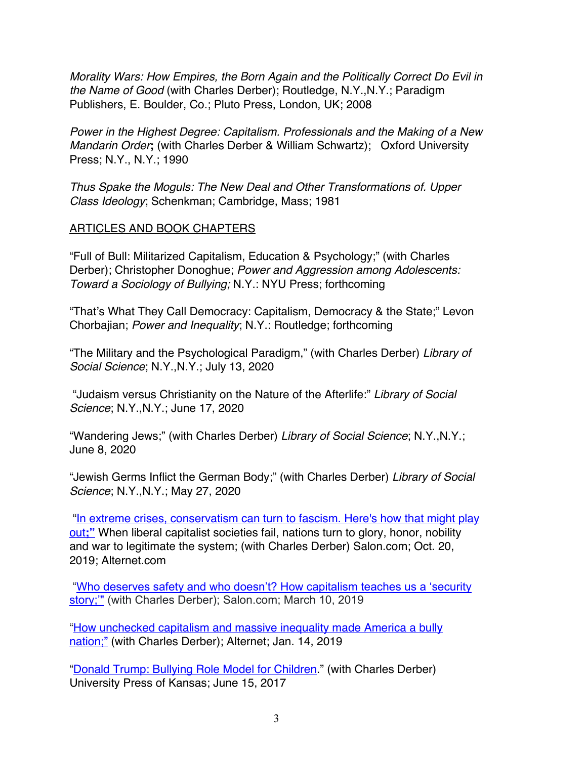*Morality Wars: How Empires, the Born Again and the Politically Correct Do Evil in the Name of Good* (with Charles Derber); Routledge, N.Y.,N.Y.; Paradigm Publishers, E. Boulder, Co.; Pluto Press, London, UK; 2008

*Power in the Highest Degree: Capitalism. Professionals and the Making of a New Mandarin Order***;** (with Charles Derber & William Schwartz); Oxford University Press; N.Y., N.Y.; 1990

*Thus Spake the Moguls: The New Deal and Other Transformations of. Upper Class Ideology*; Schenkman; Cambridge, Mass; 1981

<u>ARTICLES AND BOOK CHAPTERS</u>

"Full of Bull: Militarized Capitalism, Education & Psychology;" (with Charles Derber); Christopher Donoghue; *Power and Aggression among Adolescents: Toward a Sociology of Bullying;* N.Y.: NYU Press; forthcoming

"That's What They Call Democracy: Capitalism, Democracy & the State;" Levon Chorbajian; *Power and Inequality*; N.Y.: Routledge; forthcoming

"The Military and the Psychological Paradigm," (with Charles Derber) *Library of Social Science*; N.Y.,N.Y.; July 13, 2020

"Judaism versus Christianity on the Nature of the Afterlife:" *Library of Social Science*; N.Y.,N.Y.; June 17, 2020

"Wandering Jews;" (with Charles Derber) *Library of Social Science*; N.Y.,N.Y.; June 8, 2020

"Jewish Germs Inflict the German Body;" (with Charles Derber) *Library of Social Science*; N.Y.,N.Y.; May 27, 2020

"In extreme crises, conservatism can turn to fascism. Here's how that might play out;" When liberal capitalist societies fail, nations turn to glory, honor, nobility and war to legitimate the system; (with Charles Derber) Salon.com; Oct. 20, 2019; Alternet.com

"Who deserves safety and who doesn't? How capitalism teaches us a 'security story;'" (with Charles Derber); Salon.com; March 10, 2019

"How unchecked capitalism and massive inequality made America a bully nation;" (with Charles Derber); Alternet; Jan. 14, 2019

"Donald Trump: Bullying Role Model for Children." (with Charles Derber) University Press of Kansas; June 15, 2017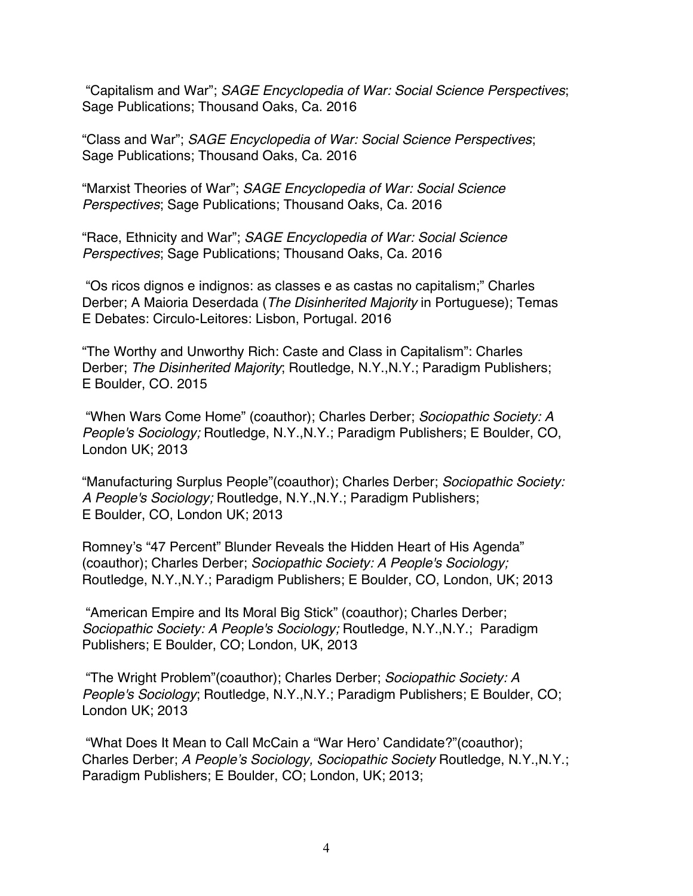"Capitalism and War"; *SAGE Encyclopedia of War: Social Science Perspectives*; Sage Publications; Thousand Oaks, Ca. 2016

"Class and War"; *SAGE Encyclopedia of War: Social Science Perspectives*; Sage Publications; Thousand Oaks, Ca. 2016

"Marxist Theories of War"; *SAGE Encyclopedia of War: Social Science Perspectives*; Sage Publications; Thousand Oaks, Ca. 2016

"Race, Ethnicity and War"; *SAGE Encyclopedia of War: Social Science Perspectives*; Sage Publications; Thousand Oaks, Ca. 2016

"Os ricos dignos e indignos: as classes e as castas no capitalism;" Charles Derber; A Maioria Deserdada (*The Disinherited Majority* in Portuguese); Temas E Debates: Circulo-Leitores: Lisbon, Portugal. 2016

"The Worthy and Unworthy Rich: Caste and Class in Capitalism": Charles Derber; *The Disinherited Majority*; Routledge, N.Y.,N.Y.; Paradigm Publishers; E Boulder, CO. 2015

"When Wars Come Home" (coauthor); Charles Derber; *Sociopathic Society: A People's Sociology;* Routledge, N.Y.,N.Y.; Paradigm Publishers; E Boulder, CO, London UK; 2013

"Manufacturing Surplus People"(coauthor); Charles Derber; *Sociopathic Society: A People's Sociology;* Routledge, N.Y.,N.Y.; Paradigm Publishers; E Boulder, CO, London UK; 2013

Romney's "47 Percent" Blunder Reveals the Hidden Heart of His Agenda" (coauthor); Charles Derber; *Sociopathic Society: A People's Sociology;* Routledge, N.Y.,N.Y.; Paradigm Publishers; E Boulder, CO, London, UK; 2013

"American Empire and Its Moral Big Stick" (coauthor); Charles Derber; *Sociopathic Society: A People's Sociology;* Routledge, N.Y.,N.Y.; Paradigm Publishers; E Boulder, CO; London, UK, 2013

"The Wright Problem"(coauthor); Charles Derber; *Sociopathic Society: A People's Sociology*; Routledge, N.Y.,N.Y.; Paradigm Publishers; E Boulder, CO; London UK; 2013

"What Does It Mean to Call McCain a "War Hero' Candidate?"(coauthor); Charles Derber; *A People's Sociology, Sociopathic Society* Routledge, N.Y.,N.Y.; Paradigm Publishers; E Boulder, CO; London, UK; 2013;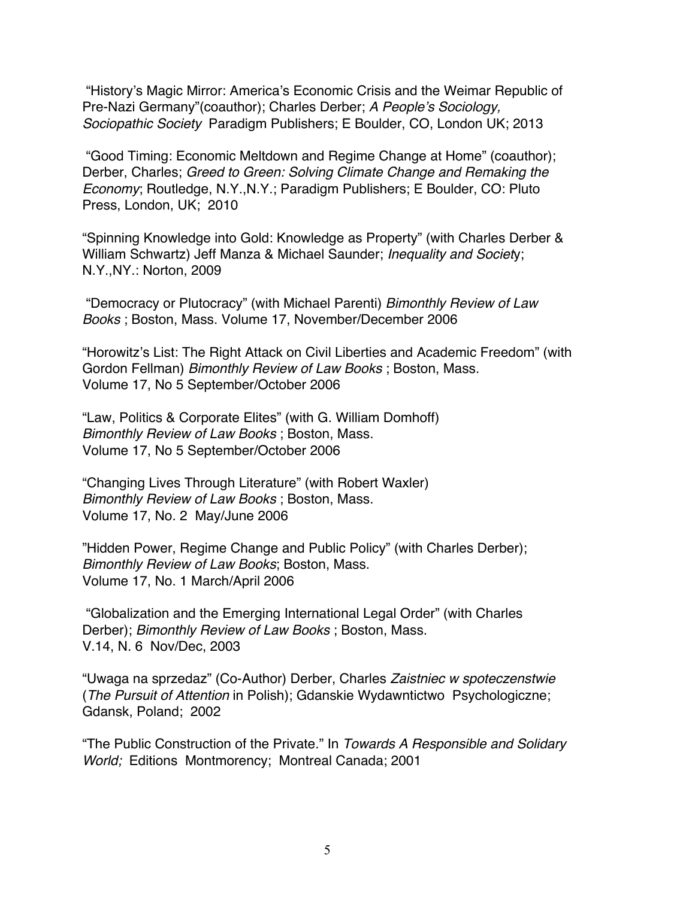"History's Magic Mirror: America's Economic Crisis and the Weimar Republic of Pre-Nazi Germany"(coauthor); Charles Derber; *A People's Sociology, Sociopathic Society* Paradigm Publishers; E Boulder, CO, London UK; 2013

"Good Timing: Economic Meltdown and Regime Change at Home" (coauthor); Derber, Charles; *Greed to Green: Solving Climate Change and Remaking the Economy*; Routledge, N.Y.,N.Y.; Paradigm Publishers; E Boulder, CO: Pluto Press, London, UK; 2010

"Spinning Knowledge into Gold: Knowledge as Property" (with Charles Derber & William Schwartz) Jeff Manza & Michael Saunder; *Inequality and Society*; N.Y.,NY.: Norton, 2009

"Democracy or Plutocracy" (with Michael Parenti) *Bimonthly Review of Law Books* ; Boston, Mass. Volume 17, November/December 2006

"Horowitz's List: The Right Attack on Civil Liberties and Academic Freedom" (with Gordon Fellman) *Bimonthly Review of Law Books* ; Boston, Mass. Volume 17, No 5 September/October 2006

"Law, Politics & Corporate Elites" (with G. William Domhoff) *Bimonthly Review of Law Books* ; Boston, Mass. Volume 17, No 5 September/October 2006

"Changing Lives Through Literature" (with Robert Waxler) *Bimonthly Review of Law Books* ; Boston, Mass. Volume 17, No. 2 May/June 2006

"Hidden Power, Regime Change and Public Policy" (with Charles Derber); *Bimonthly Review of Law Books*; Boston, Mass. Volume 17, No. 1 March/April 2006

"Globalization and the Emerging International Legal Order" (with Charles Derber); *Bimonthly Review of Law Books* ; Boston, Mass. V.14, N. 6 Nov/Dec, 2003

"Uwaga na sprzedaz" (Co-Author) Derber, Charles *Zaistniec w spoteczenstwie* (*The Pursuit of Attention* in Polish); Gdanskie Wydawntictwo Psychologiczne; Gdansk, Poland; 2002

"The Public Construction of the Private." In *Towards A Responsible and Solidary World;* Editions Montmorency; Montreal Canada; 2001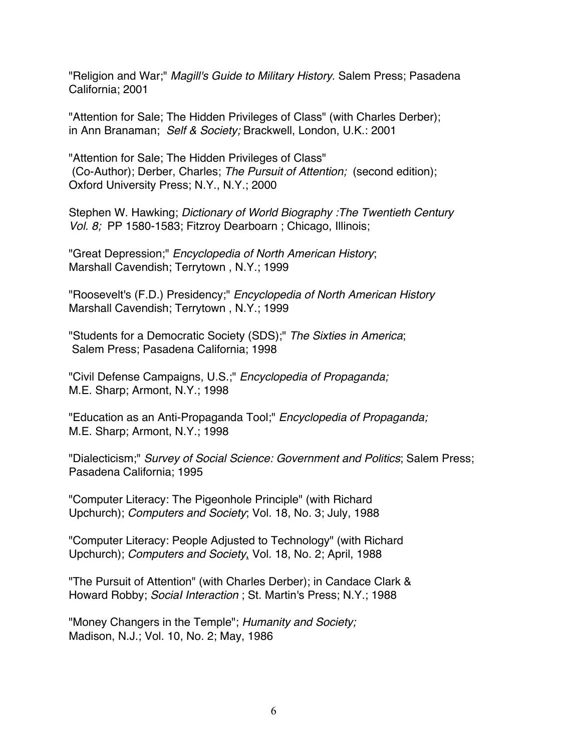"Religion and War;" *Magill's Guide to Military History*. Salem Press; Pasadena California; 2001

"Attention for Sale; The Hidden Privileges of Class" (with Charles Derber); in Ann Branaman; *Self & Society;* Brackwell, London, U.K.: 2001

"Attention for Sale; The Hidden Privileges of Class" (Co-Author); Derber, Charles; *The Pursuit of Attention;* (second edition); Oxford University Press; N.Y., N.Y.; 2000

Stephen W. Hawking; *Dictionary of World Biography :The Twentieth Century Vol. 8;* PP 1580-1583; Fitzroy Dearboarn ; Chicago, Illinois;

"Great Depression;" *Encyclopedia of North American History*; Marshall Cavendish; Terrytown , N.Y.; 1999

"Roosevelt's (F.D.) Presidency;" *Encyclopedia of North American History* Marshall Cavendish; Terrytown , N.Y.; 1999

"Students for a Democratic Society (SDS);" *The Sixties in America*; Salem Press; Pasadena California; 1998

"Civil Defense Campaigns, U.S.;" *Encyclopedia of Propaganda;* M.E. Sharp; Armont, N.Y.; 1998

"Education as an Anti-Propaganda Tool;" *Encyclopedia of Propaganda;* M.E. Sharp; Armont, N.Y.; 1998

"Dialecticism;" *Survey of Social Science: Government and Politics*; Salem Press; Pasadena California; 1995

"Computer Literacy: The Pigeonhole Principle" (with Richard Upchurch); *Computers and Society*; Vol. 18, No. 3; July, 1988

"Computer Literacy: People Adjusted to Technology" (with Richard Upchurch); *Computers and Society*, Vol. 18, No. 2; April, 1988

"The Pursuit of Attention" (with Charles Derber); in Candace Clark & Howard Robby; *Social Interaction* ; St. Martin's Press; N.Y.; 1988

"Money Changers in the Temple"; *Humanity and Society;* Madison, N.J.; Vol. 10, No. 2; May, 1986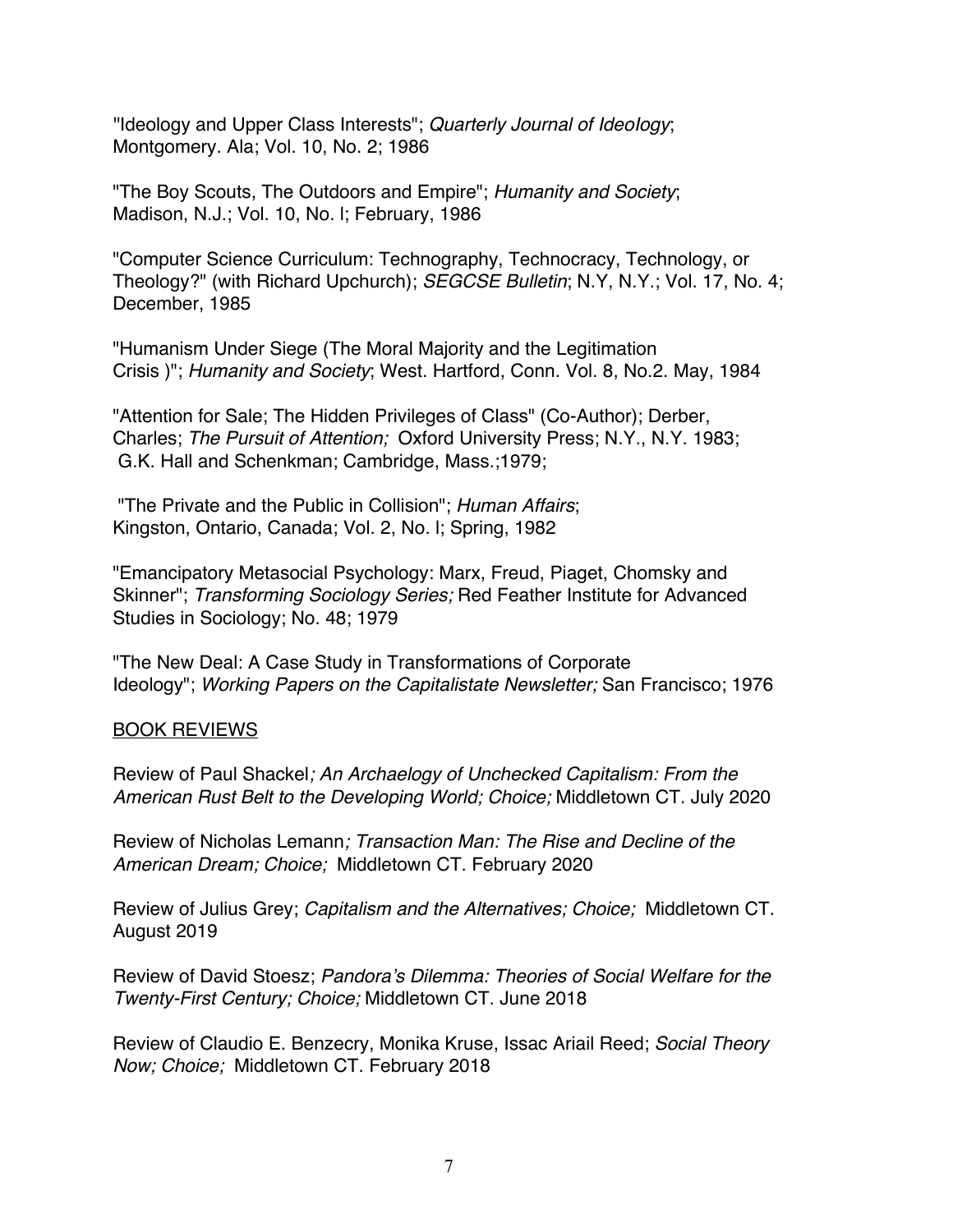"Ideology and Upper Class Interests"; *Quarterly Journal of Ideology*; Montgomery. Ala; Vol. 10, No. 2; 1986

"The Boy Scouts, The Outdoors and Empire"; *Humanity and Society*; Madison, N.J.; Vol. 10, No. l; February, 1986

"Computer Science Curriculum: Technography, Technocracy, Technology, or Theology?" (with Richard Upchurch); *SEGCSE Bulletin*; N.Y, N.Y.; Vol. 17, No. 4; December, 1985

"Humanism Under Siege (The Moral Majority and the Legitimation Crisis )"; *Humanity and Society*; West. Hartford, Conn. Vol. 8, No.2. May, 1984

"Attention for Sale; The Hidden Privileges of Class" (Co-Author); Derber, Charles; *The Pursuit of Attention;* Oxford University Press; N.Y., N.Y. 1983; G.K. Hall and Schenkman; Cambridge, Mass.;1979;

"The Private and the Public in Collision"; *Human Affairs*; Kingston, Ontario, Canada; Vol. 2, No. l; Spring, 1982

"Emancipatory Metasocial Psychology: Marx, Freud, Piaget, Chomsky and Skinner"; *Transforming Sociology Series;* Red Feather Institute for Advanced Studies in Sociology; No. 48; 1979

"The New Deal: A Case Study in Transformations of Corporate Ideology"; *Working Papers on the Capitalistate Newsletter;* San Francisco; 1976

<u>BOOK REVIEWS</u>

Review of Paul Shackel*; An Archaelogy of Unchecked Capitalism: From the American Rust Belt to the Developing World; Choice;* Middletown CT. July 2020

Review of Nicholas Lemann*; Transaction Man: The Rise and Decline of the American Dream; Choice;* Middletown CT. February 2020

Review of Julius Grey; *Capitalism and the Alternatives; Choice;* Middletown CT. August 2019

Review of David Stoesz; *Pandora's Dilemma: Theories of Social Welfare for the Twenty-First Century; Choice;* Middletown CT. June 2018

Review of Claudio E. Benzecry, Monika Kruse, Issac Ariail Reed; *Social Theory Now; Choice;* Middletown CT. February 2018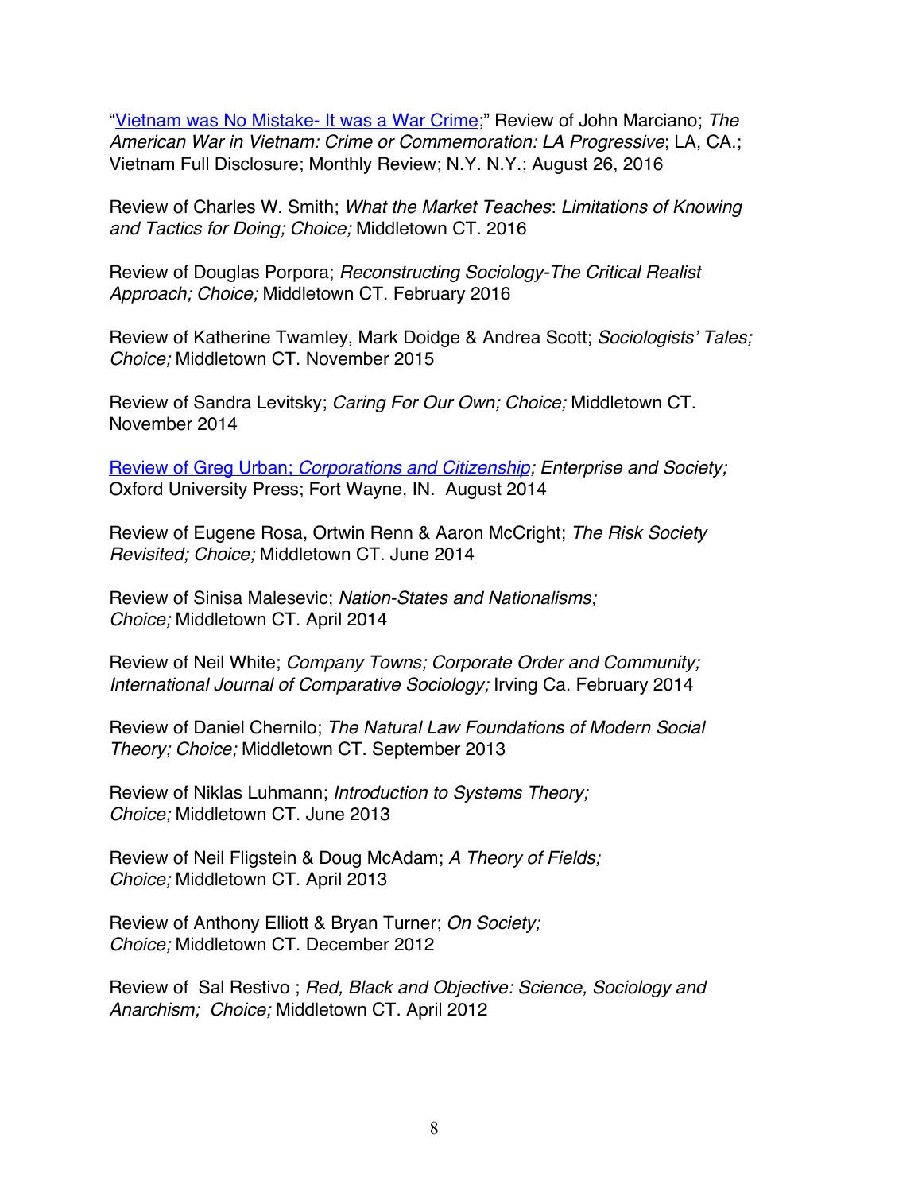"Vietnam was No Mistake- It was a War Crime;" Review of John Marciano; *The American War in Vietnam: Crime or Commemoration: LA Progressive*; LA, CA.; Vietnam Full Disclosure; Monthly Review; N.Y. N.Y.; August 26, 2016

Review of Charles W. Smith; *What the Market Teaches*: *Limitations of Knowing and Tactics for Doing; Choice;* Middletown CT. 2016

Review of Douglas Porpora; *Reconstructing Sociology-The Critical Realist Approach; Choice;* Middletown CT. February 2016

Review of Katherine Twamley, Mark Doidge & Andrea Scott; *Sociologists' Tales; Choice;* Middletown CT. November 2015

Review of Sandra Levitsky; *Caring For Our Own; Choice;* Middletown CT. November 2014

Review of Greg Urban; *Corporations and Citizenship; Enterprise and Society;* Oxford University Press; Fort Wayne, IN. August 2014

Review of Eugene Rosa, Ortwin Renn & Aaron McCright; *The Risk Society Revisited; Choice;* Middletown CT. June 2014

Review of Sinisa Malesevic; *Nation-States and Nationalisms; Choice;* Middletown CT. April 2014

Review of Neil White; *Company Towns; Corporate Order and Community; International Journal of Comparative Sociology;* Irving Ca. February 2014

Review of Daniel Chernilo; *The Natural Law Foundations of Modern Social Theory; Choice;* Middletown CT. September 2013

Review of Niklas Luhmann; *Introduction to Systems Theory; Choice;* Middletown CT. June 2013

Review of Neil Fligstein & Doug McAdam; *A Theory of Fields; Choice;* Middletown CT. April 2013

Review of Anthony Elliott & Bryan Turner; *On Society; Choice;* Middletown CT. December 2012

Review of Sal Restivo ; *Red, Black and Objective: Science, Sociology and Anarchism; Choice;* Middletown CT. April 2012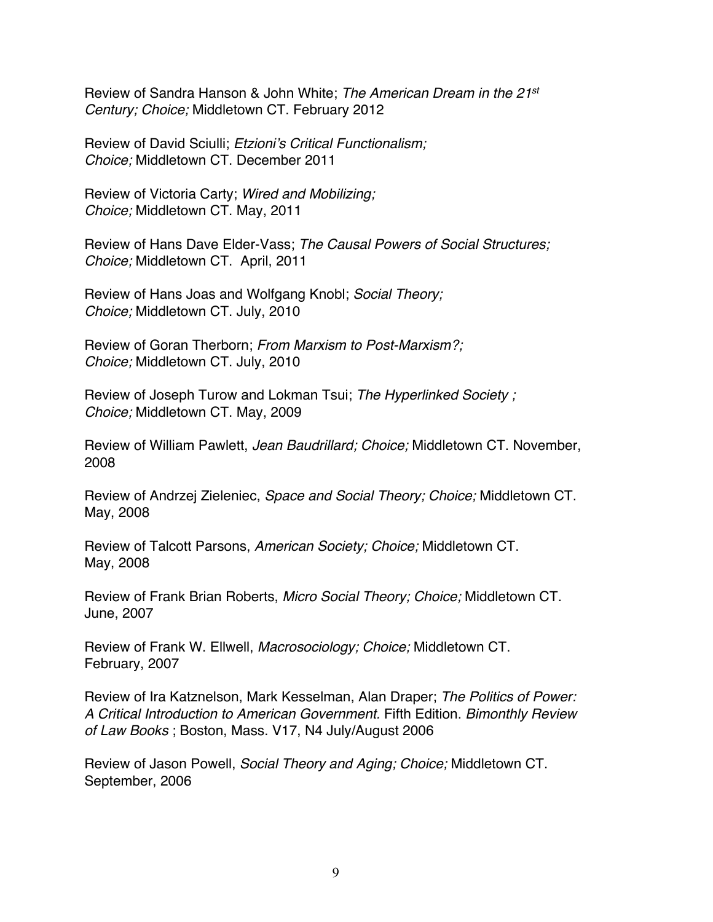Review of Sandra Hanson & John White; *The American Dream in the 21st Century; Choice;* Middletown CT. February 2012

Review of David Sciulli; *Etzioni's Critical Functionalism; Choice;* Middletown CT. December 2011

Review of Victoria Carty; *Wired and Mobilizing; Choice;* Middletown CT. May, 2011

Review of Hans Dave Elder-Vass; *The Causal Powers of Social Structures; Choice;* Middletown CT. April, 2011

Review of Hans Joas and Wolfgang Knobl; *Social Theory; Choice;* Middletown CT. July, 2010

Review of Goran Therborn; *From Marxism to Post-Marxism?; Choice;* Middletown CT. July, 2010

Review of Joseph Turow and Lokman Tsui; *The Hyperlinked Society ; Choice;* Middletown CT. May, 2009

Review of William Pawlett, *Jean Baudrillard; Choice;* Middletown CT. November, 2008

Review of Andrzej Zieleniec, *Space and Social Theory; Choice;* Middletown CT. May, 2008

Review of Talcott Parsons, *American Society; Choice;* Middletown CT. May, 2008

Review of Frank Brian Roberts, *Micro Social Theory; Choice;* Middletown CT. June, 2007

Review of Frank W. Ellwell, *Macrosociology; Choice;* Middletown CT. February, 2007

Review of Ira Katznelson, Mark Kesselman, Alan Draper; *The Politics of Power: A Critical Introduction to American Government.* Fifth Edition. *Bimonthly Review of Law Books* ; Boston, Mass. V17, N4 July/August 2006

Review of Jason Powell, *Social Theory and Aging; Choice;* Middletown CT. September, 2006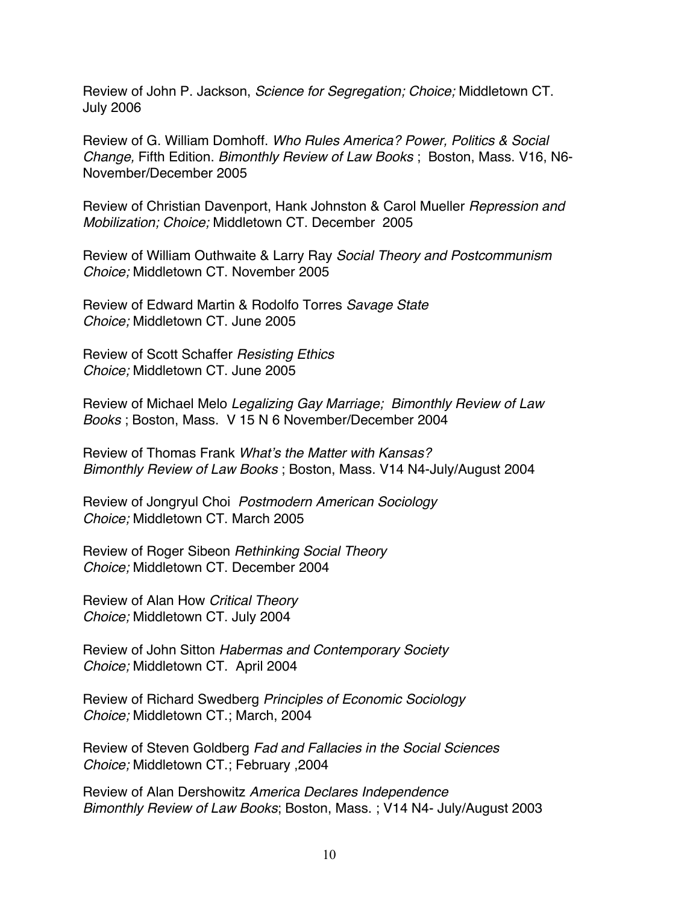Review of John P. Jackson, *Science for Segregation; Choice;* Middletown CT. July 2006

Review of G. William Domhoff. *Who Rules America? Power, Politics & Social Change,* Fifth Edition. *Bimonthly Review of Law Books* ; Boston, Mass. V16, N6-November/December 2005

Review of Christian Davenport, Hank Johnston & Carol Mueller *Repression and Mobilization; Choice;* Middletown CT. December 2005

Review of William Outhwaite & Larry Ray *Social Theory and Postcommunism Choice;* Middletown CT. November 2005

Review of Edward Martin & Rodolfo Torres *Savage State Choice;* Middletown CT. June 2005

Review of Scott Schaffer *Resisting Ethics Choice;* Middletown CT. June 2005

Review of Michael Melo *Legalizing Gay Marriage; Bimonthly Review of Law Books* ; Boston, Mass. V 15 N 6 November/December 2004

Review of Thomas Frank *What's the Matter with Kansas? Bimonthly Review of Law Books* ; Boston, Mass. V14 N4-July/August 2004

Review of Jongryul Choi *Postmodern American Sociology Choice;* Middletown CT. March 2005

Review of Roger Sibeon *Rethinking Social Theory Choice;* Middletown CT. December 2004

Review of Alan How *Critical Theory Choice;* Middletown CT. July 2004

Review of John Sitton *Habermas and Contemporary Society Choice;* Middletown CT. April 2004

Review of Richard Swedberg *Principles of Economic Sociology Choice;* Middletown CT.; March, 2004

Review of Steven Goldberg *Fad and Fallacies in the Social Sciences Choice;* Middletown CT.; February ,2004

Review of Alan Dershowitz *America Declares Independence Bimonthly Review of Law Books*; Boston, Mass. ; V14 N4- July/August 2003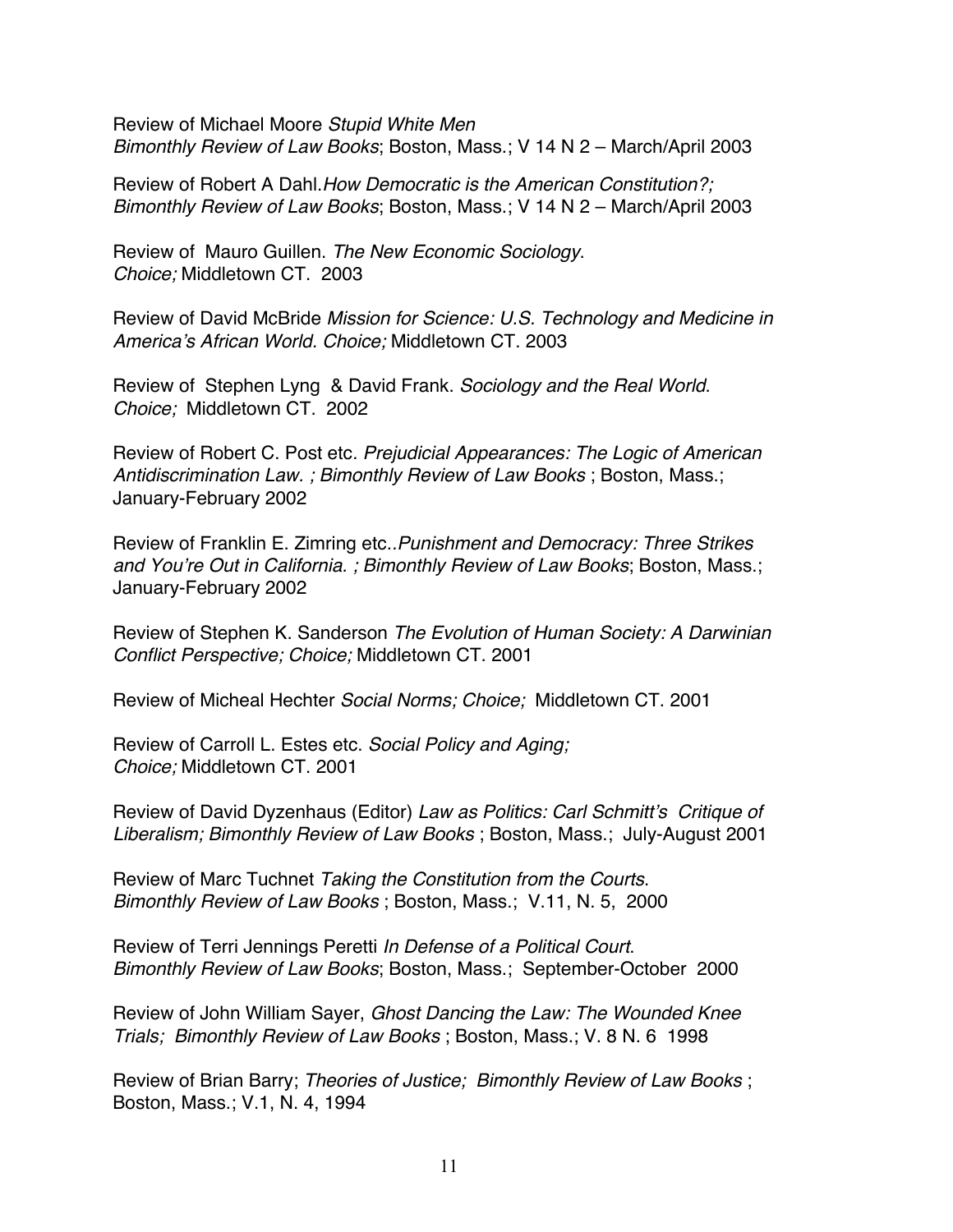Review of Michael Moore *Stupid White Men*
*Bimonthly Review of Law Books*; Boston, Mass.; V 14 N 2 – March/April 2003

Review of Robert A Dahl.*How Democratic is the American Constitution?; Bimonthly Review of Law Books*; Boston, Mass.; V 14 N 2 – March/April 2003

Review of Mauro Guillen. *The New Economic Sociology*.
*Choice;* Middletown CT. 2003

Review of David McBride *Mission for Science: U.S. Technology and Medicine in America's African World. Choice;* Middletown CT. 2003

Review of Stephen Lyng & David Frank. *Sociology and the Real World*.
*Choice;* Middletown CT. 2002

Review of Robert C. Post etc. *Prejudicial Appearances: The Logic of American Antidiscrimination Law. ; Bimonthly Review of Law Books* ; Boston, Mass.; January-February 2002

Review of Franklin E. Zimring etc..*Punishment and Democracy: Three Strikes and You're Out in California. ; Bimonthly Review of Law Books*; Boston, Mass.; January-February 2002

Review of Stephen K. Sanderson *The Evolution of Human Society: A Darwinian Conflict Perspective; Choice;* Middletown CT. 2001

Review of Micheal Hechter *Social Norms; Choice;* Middletown CT. 2001

Review of Carroll L. Estes etc. *Social Policy and Aging;*
*Choice;* Middletown CT. 2001

Review of David Dyzenhaus (Editor) *Law as Politics: Carl Schmitt's Critique of Liberalism; Bimonthly Review of Law Books* ; Boston, Mass.; July-August 2001

Review of Marc Tuchnet *Taking the Constitution from the Courts*.
*Bimonthly Review of Law Books* ; Boston, Mass.; V.11, N. 5, 2000

Review of Terri Jennings Peretti *In Defense of a Political Court*.
*Bimonthly Review of Law Books*; Boston, Mass.; September-October 2000

Review of John William Sayer, *Ghost Dancing the Law: The Wounded Knee Trials; Bimonthly Review of Law Books* ; Boston, Mass.; V. 8 N. 6 1998

Review of Brian Barry; *Theories of Justice; Bimonthly Review of Law Books* ; Boston, Mass.; V.1, N. 4, 1994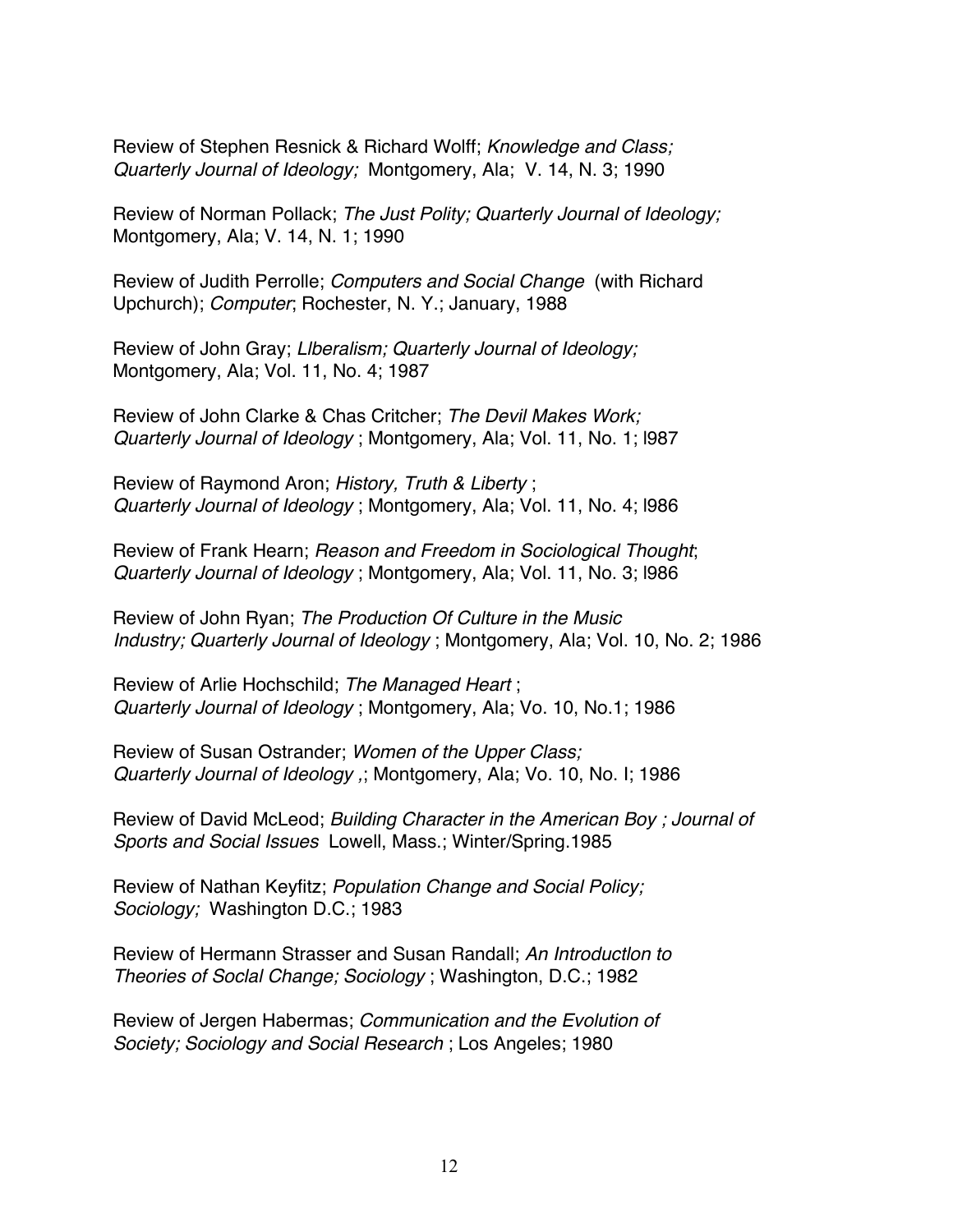Review of Stephen Resnick & Richard Wolff; *Knowledge and Class; Quarterly Journal of Ideology;* Montgomery, Ala; V. 14, N. 3; 1990

Review of Norman Pollack; *The Just Polity; Quarterly Journal of Ideology;* Montgomery, Ala; V. 14, N. 1; 1990

Review of Judith Perrolle; *Computers and Social Change* (with Richard Upchurch); *Computer*; Rochester, N. Y.; January, 1988

Review of John Gray; *LIberalism; Quarterly Journal of Ideology;* Montgomery, Ala; Vol. 11, No. 4; 1987

Review of John Clarke & Chas Critcher; *The Devil Makes Work; Quarterly Journal of Ideology* ; Montgomery, Ala; Vol. 11, No. 1; l987

Review of Raymond Aron; *History, Truth & Liberty* ; *Quarterly Journal of Ideology* ; Montgomery, Ala; Vol. 11, No. 4; l986

Review of Frank Hearn; *Reason and Freedom in Sociological Thought*; *Quarterly Journal of Ideology* ; Montgomery, Ala; Vol. 11, No. 3; l986

Review of John Ryan; *The Production Of Culture in the Music Industry; Quarterly Journal of Ideology* ; Montgomery, Ala; Vol. 10, No. 2; 1986

Review of Arlie Hochschild; *The Managed Heart* ; *Quarterly Journal of Ideology* ; Montgomery, Ala; Vo. 10, No.1; 1986

Review of Susan Ostrander; *Women of the Upper Class; Quarterly Journal of Ideology ,*; Montgomery, Ala; Vo. 10, No. I; 1986

Review of David McLeod; *Building Character in the American Boy ; Journal of Sports and Social Issues* Lowell, Mass.; Winter/Spring.1985

Review of Nathan Keyfitz; *Population Change and Social Policy; Sociology;* Washington D.C.; 1983

Review of Hermann Strasser and Susan Randall; *An Introductlon to Theories of Soclal Change; Sociology* ; Washington, D.C.; 1982

Review of Jergen Habermas; *Communication and the Evolution of Society; Sociology and Social Research* ; Los Angeles; 1980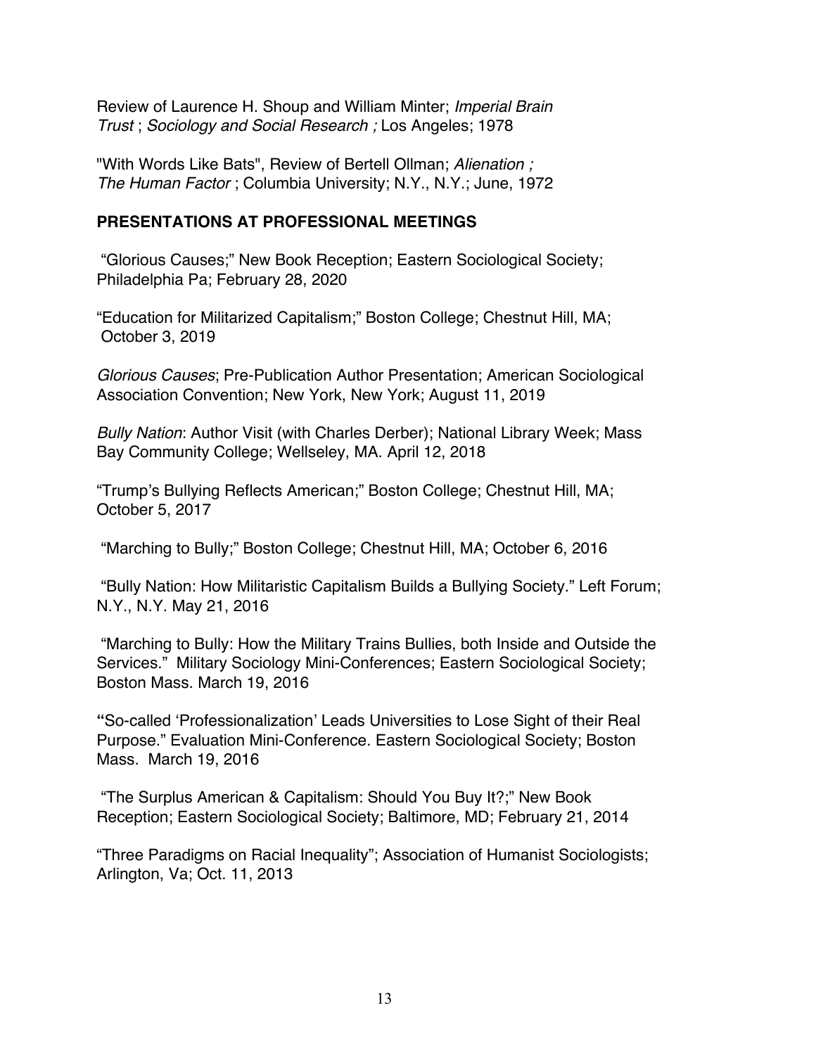Review of Laurence H. Shoup and William Minter; *Imperial Brain Trust* ; *Sociology and Social Research ;* Los Angeles; 1978

"With Words Like Bats", Review of Bertell Ollman; *Alienation ; The Human Factor* ; Columbia University; N.Y., N.Y.; June, 1972

## PRESENTATIONS AT PROFESSIONAL MEETINGS

"Glorious Causes;" New Book Reception; Eastern Sociological Society; Philadelphia Pa; February 28, 2020

"Education for Militarized Capitalism;" Boston College; Chestnut Hill, MA; October 3, 2019

*Glorious Causes*; Pre-Publication Author Presentation; American Sociological Association Convention; New York, New York; August 11, 2019

*Bully Nation*: Author Visit (with Charles Derber); National Library Week; Mass Bay Community College; Wellseley, MA. April 12, 2018

"Trump's Bullying Reflects American;" Boston College; Chestnut Hill, MA; October 5, 2017

"Marching to Bully;" Boston College; Chestnut Hill, MA; October 6, 2016

"Bully Nation: How Militaristic Capitalism Builds a Bullying Society." Left Forum; N.Y., N.Y. May 21, 2016

"Marching to Bully: How the Military Trains Bullies, both Inside and Outside the Services." Military Sociology Mini-Conferences; Eastern Sociological Society; Boston Mass. March 19, 2016

"So-called 'Professionalization' Leads Universities to Lose Sight of their Real Purpose." Evaluation Mini-Conference. Eastern Sociological Society; Boston Mass. March 19, 2016

"The Surplus American & Capitalism: Should You Buy It?;" New Book Reception; Eastern Sociological Society; Baltimore, MD; February 21, 2014

"Three Paradigms on Racial Inequality"; Association of Humanist Sociologists; Arlington, Va; Oct. 11, 2013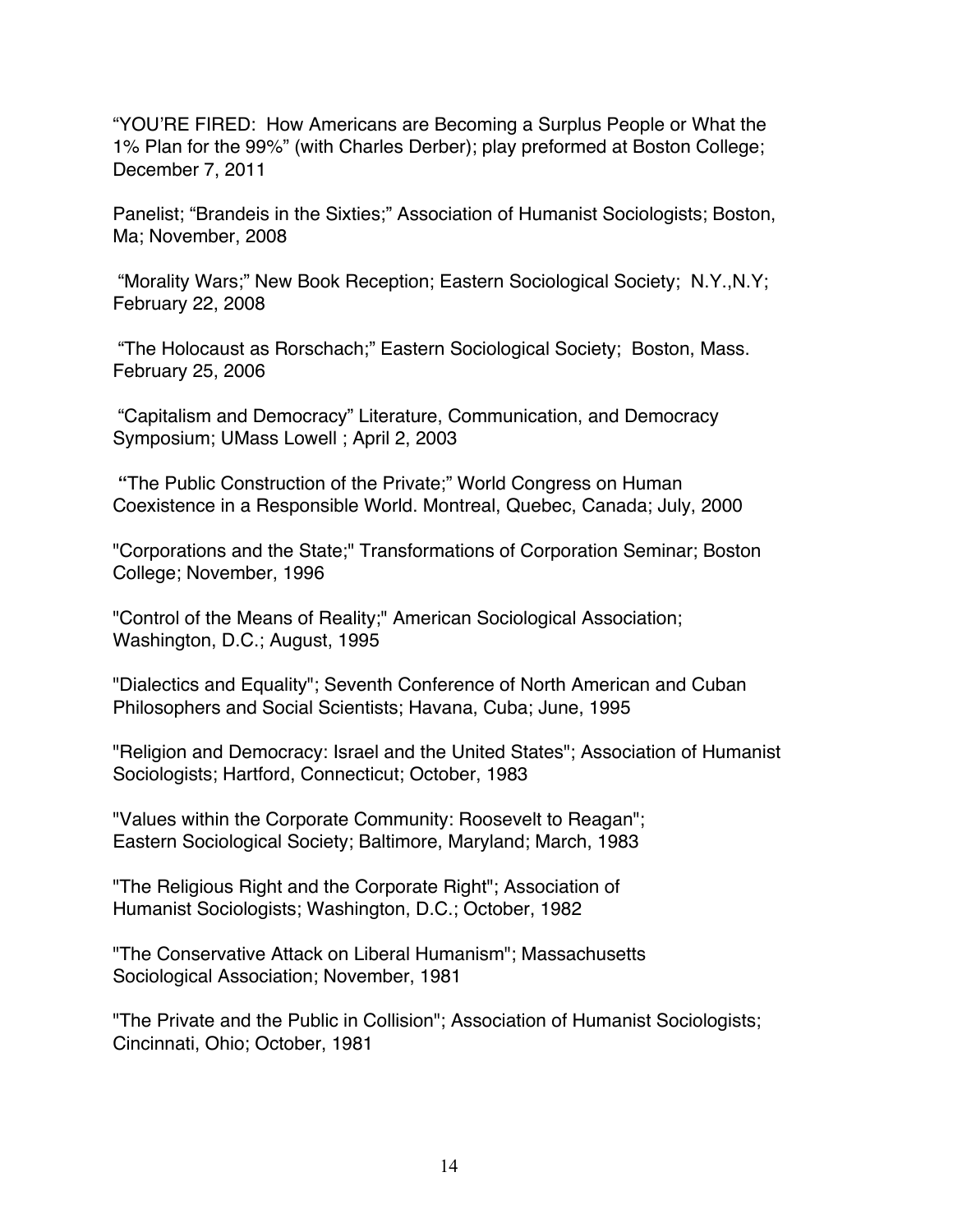"YOU'RE FIRED: How Americans are Becoming a Surplus People or What the 1% Plan for the 99%" (with Charles Derber); play preformed at Boston College; December 7, 2011

Panelist; "Brandeis in the Sixties;" Association of Humanist Sociologists; Boston, Ma; November, 2008

"Morality Wars;" New Book Reception; Eastern Sociological Society; N.Y.,N.Y; February 22, 2008

"The Holocaust as Rorschach;" Eastern Sociological Society; Boston, Mass. February 25, 2006

"Capitalism and Democracy" Literature, Communication, and Democracy Symposium; UMass Lowell ; April 2, 2003

"The Public Construction of the Private;" World Congress on Human Coexistence in a Responsible World. Montreal, Quebec, Canada; July, 2000

"Corporations and the State;" Transformations of Corporation Seminar; Boston College; November, 1996

"Control of the Means of Reality;" American Sociological Association; Washington, D.C.; August, 1995

"Dialectics and Equality"; Seventh Conference of North American and Cuban Philosophers and Social Scientists; Havana, Cuba; June, 1995

"Religion and Democracy: Israel and the United States"; Association of Humanist Sociologists; Hartford, Connecticut; October, 1983

"Values within the Corporate Community: Roosevelt to Reagan"; Eastern Sociological Society; Baltimore, Maryland; March, 1983

"The Religious Right and the Corporate Right"; Association of Humanist Sociologists; Washington, D.C.; October, 1982

"The Conservative Attack on Liberal Humanism"; Massachusetts Sociological Association; November, 1981

"The Private and the Public in Collision"; Association of Humanist Sociologists; Cincinnati, Ohio; October, 1981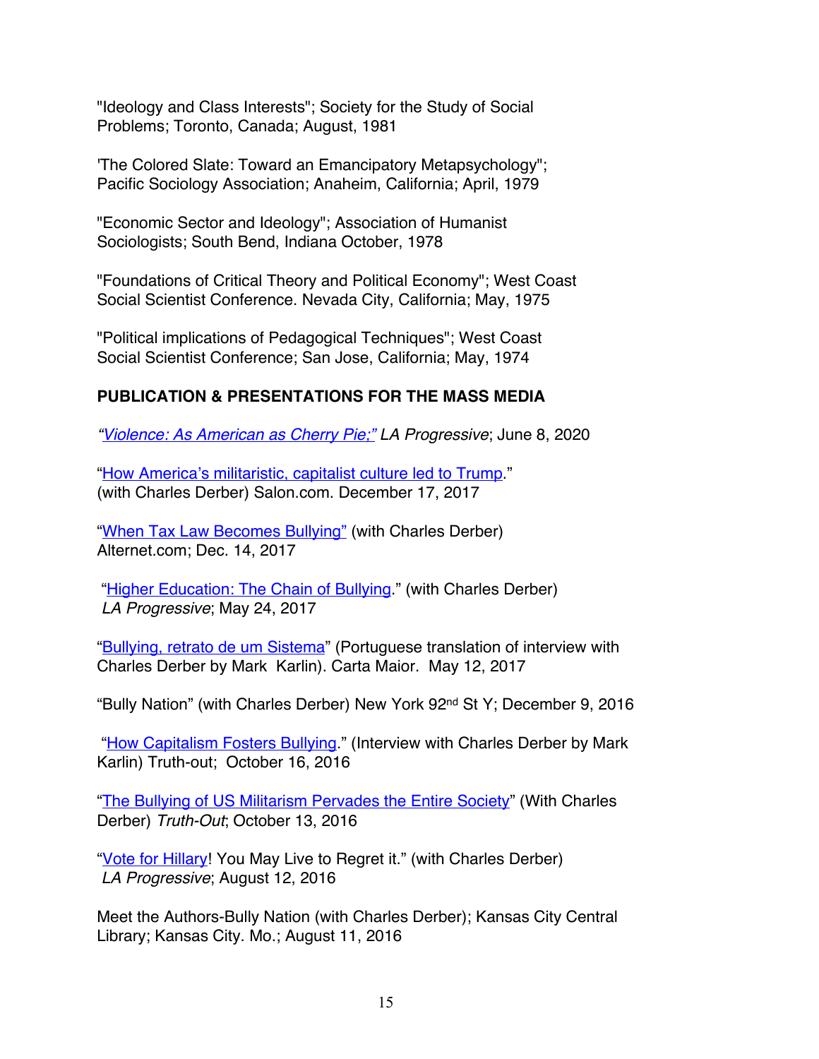"Ideology and Class Interests"; Society for the Study of Social Problems; Toronto, Canada; August, 1981

'The Colored Slate: Toward an Emancipatory Metapsychology"; Pacific Sociology Association; Anaheim, California; April, 1979

"Economic Sector and Ideology"; Association of Humanist Sociologists; South Bend, Indiana October, 1978

"Foundations of Critical Theory and Political Economy"; West Coast Social Scientist Conference. Nevada City, California; May, 1975

"Political implications of Pedagogical Techniques"; West Coast Social Scientist Conference; San Jose, California; May, 1974

**PUBLICATION & PRESENTATIONS FOR THE MASS MEDIA**

*"Violence: As American as Cherry Pie;" LA Progressive*; June 8, 2020

"How America's militaristic, capitalist culture led to Trump." (with Charles Derber) Salon.com. December 17, 2017

"When Tax Law Becomes Bullying" (with Charles Derber) Alternet.com; Dec. 14, 2017

"Higher Education: The Chain of Bullying." (with Charles Derber) *LA Progressive*; May 24, 2017

"Bullying, retrato de um Sistema" (Portuguese translation of interview with Charles Derber by Mark Karlin). Carta Maior. May 12, 2017

"Bully Nation" (with Charles Derber) New York 92nd St Y; December 9, 2016

"How Capitalism Fosters Bullying." (Interview with Charles Derber by Mark Karlin) Truth-out; October 16, 2016

"The Bullying of US Militarism Pervades the Entire Society" (With Charles Derber) *Truth-Out*; October 13, 2016

"Vote for Hillary! You May Live to Regret it." (with Charles Derber) *LA Progressive*; August 12, 2016

Meet the Authors-Bully Nation (with Charles Derber); Kansas City Central Library; Kansas City. Mo.; August 11, 2016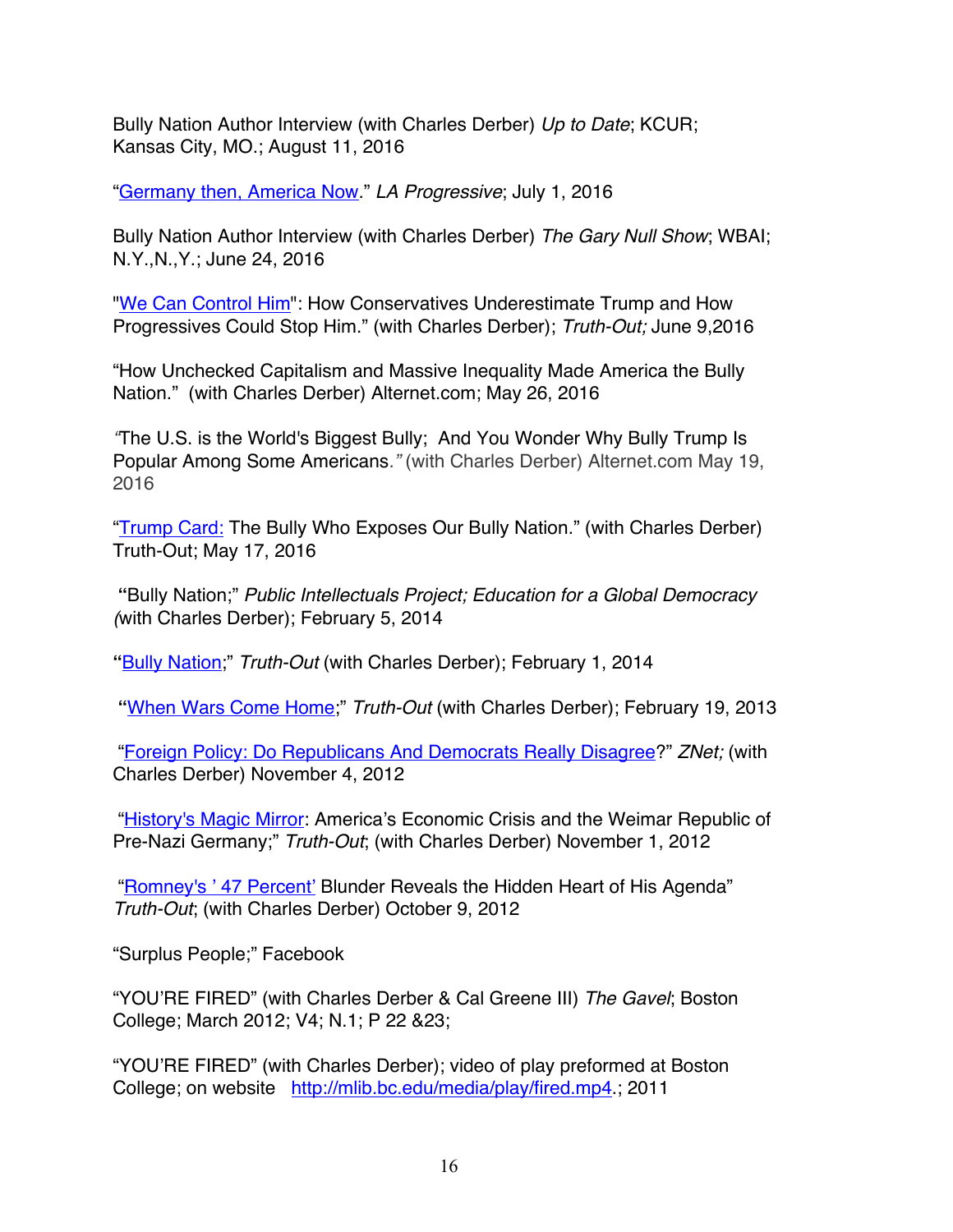Bully Nation Author Interview (with Charles Derber) *Up to Date*; KCUR; Kansas City, MO.; August 11, 2016

"Germany then, America Now." *LA Progressive*; July 1, 2016

Bully Nation Author Interview (with Charles Derber) *The Gary Null Show*; WBAI; N.Y.,N.,Y.; June 24, 2016

"We Can Control Him": How Conservatives Underestimate Trump and How Progressives Could Stop Him." (with Charles Derber); *Truth-Out;* June 9,2016

"How Unchecked Capitalism and Massive Inequality Made America the Bully Nation." (with Charles Derber) Alternet.com; May 26, 2016

*"*The U.S. is the World's Biggest Bully; And You Wonder Why Bully Trump Is Popular Among Some Americans*."* (with Charles Derber) Alternet.com May 19, 2016

"Trump Card: The Bully Who Exposes Our Bully Nation." (with Charles Derber) Truth-Out; May 17, 2016

**"**Bully Nation;" *Public Intellectuals Project; Education for a Global Democracy (*with Charles Derber); February 5, 2014

**"**Bully Nation;" *Truth-Out* (with Charles Derber); February 1, 2014

**"**When Wars Come Home;" *Truth-Out* (with Charles Derber); February 19, 2013

"Foreign Policy: Do Republicans And Democrats Really Disagree?" *ZNet;* (with Charles Derber) November 4, 2012

"History's Magic Mirror: America's Economic Crisis and the Weimar Republic of Pre-Nazi Germany;" *Truth-Out*; (with Charles Derber) November 1, 2012

"Romney's ' 47 Percent' Blunder Reveals the Hidden Heart of His Agenda" *Truth-Out*; (with Charles Derber) October 9, 2012

"Surplus People;" Facebook

"YOU'RE FIRED" (with Charles Derber & Cal Greene III) *The Gavel*; Boston College; March 2012; V4; N.1; P 22 &23;

"YOU'RE FIRED" (with Charles Derber); video of play preformed at Boston College; on website http://mlib.bc.edu/media/play/fired.mp4.; 2011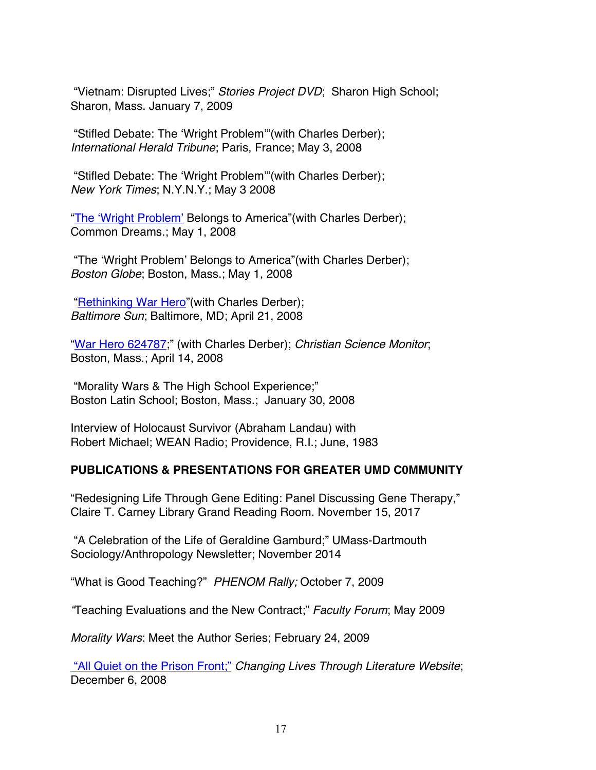"Vietnam: Disrupted Lives;" *Stories Project DVD*; Sharon High School; Sharon, Mass. January 7, 2009

"Stifled Debate: The 'Wright Problem'"(with Charles Derber); *International Herald Tribune*; Paris, France; May 3, 2008

"Stifled Debate: The 'Wright Problem'"(with Charles Derber); *New York Times*; N.Y.N.Y.; May 3 2008

"The 'Wright Problem' Belongs to America"(with Charles Derber); Common Dreams.; May 1, 2008

"The 'Wright Problem' Belongs to America"(with Charles Derber); *Boston Globe*; Boston, Mass.; May 1, 2008

"Rethinking War Hero"(with Charles Derber); *Baltimore Sun*; Baltimore, MD; April 21, 2008

"War Hero 624787;" (with Charles Derber); *Christian Science Monitor*; Boston, Mass.; April 14, 2008

"Morality Wars & The High School Experience;" Boston Latin School; Boston, Mass.; January 30, 2008

Interview of Holocaust Survivor (Abraham Landau) with Robert Michael; WEAN Radio; Providence, R.I.; June, 1983

**PUBLICATIONS & PRESENTATIONS FOR GREATER UMD C0MMUNITY**

"Redesigning Life Through Gene Editing: Panel Discussing Gene Therapy," Claire T. Carney Library Grand Reading Room. November 15, 2017

"A Celebration of the Life of Geraldine Gamburd;" UMass-Dartmouth Sociology/Anthropology Newsletter; November 2014

"What is Good Teaching?" *PHENOM Rally;* October 7, 2009

"Teaching Evaluations and the New Contract;" *Faculty Forum*; May 2009

*Morality Wars*: Meet the Author Series; February 24, 2009

"All Quiet on the Prison Front;" *Changing Lives Through Literature Website*; December 6, 2008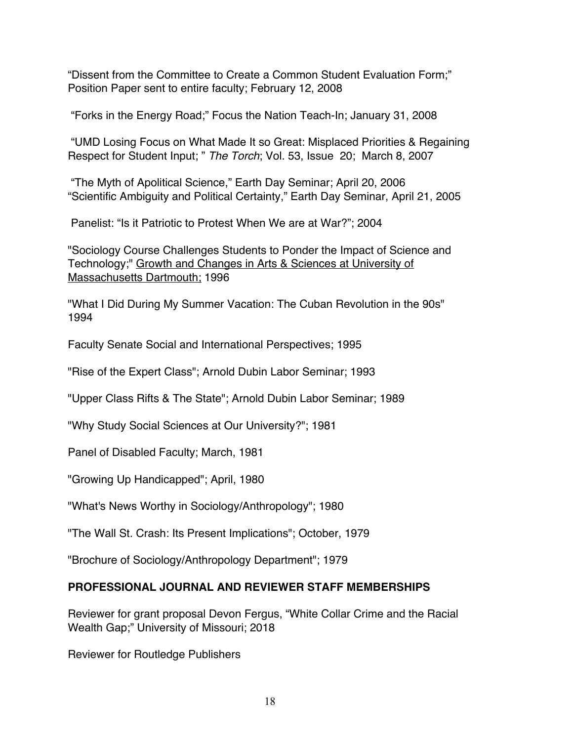"Dissent from the Committee to Create a Common Student Evaluation Form;" Position Paper sent to entire faculty; February 12, 2008

"Forks in the Energy Road;" Focus the Nation Teach-In; January 31, 2008

"UMD Losing Focus on What Made It so Great: Misplaced Priorities & Regaining Respect for Student Input; " *The Torch*; Vol. 53, Issue 20; March 8, 2007

"The Myth of Apolitical Science," Earth Day Seminar; April 20, 2006
"Scientific Ambiguity and Political Certainty," Earth Day Seminar, April 21, 2005

Panelist: "Is it Patriotic to Protest When We are at War?"; 2004

"Sociology Course Challenges Students to Ponder the Impact of Science and Technology;" Growth and Changes in Arts & Sciences at University of Massachusetts Dartmouth; 1996

"What I Did During My Summer Vacation: The Cuban Revolution in the 90s" 1994

Faculty Senate Social and International Perspectives; 1995

"Rise of the Expert Class"; Arnold Dubin Labor Seminar; 1993

"Upper Class Rifts & The State"; Arnold Dubin Labor Seminar; 1989

"Why Study Social Sciences at Our University?"; 1981

Panel of Disabled Faculty; March, 1981

"Growing Up Handicapped"; April, 1980

"What's News Worthy in Sociology/Anthropology"; 1980

"The Wall St. Crash: Its Present Implications"; October, 1979

"Brochure of Sociology/Anthropology Department"; 1979

## PROFESSIONAL JOURNAL AND REVIEWER STAFF MEMBERSHIPS

Reviewer for grant proposal Devon Fergus, "White Collar Crime and the Racial Wealth Gap;" University of Missouri; 2018

Reviewer for Routledge Publishers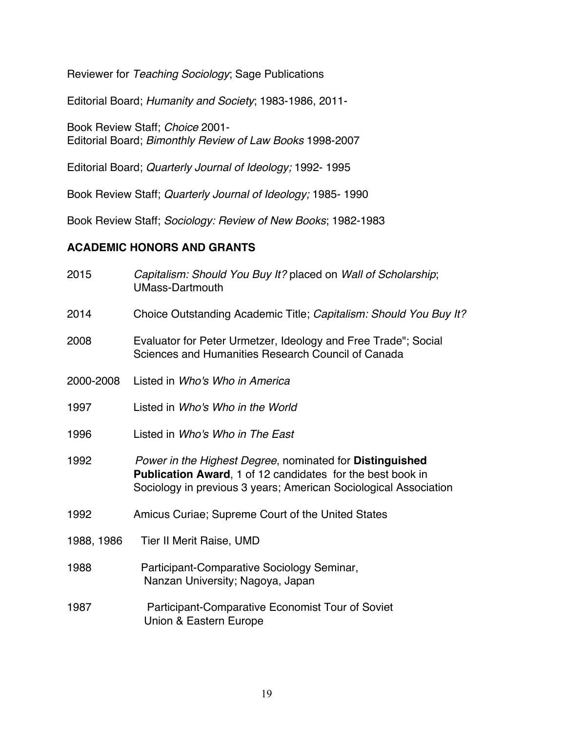Reviewer for *Teaching Sociology*; Sage Publications

Editorial Board; *Humanity and Society*; 1983-1986, 2011-

Book Review Staff; *Choice* 2001-
Editorial Board; *Bimonthly Review of Law Books* 1998-2007

Editorial Board; *Quarterly Journal of Ideology;* 1992- 1995

Book Review Staff; *Quarterly Journal of Ideology;* 1985- 1990

Book Review Staff; *Sociology: Review of New Books*; 1982-1983

**ACADEMIC HONORS AND GRANTS**

2015 *Capitalism: Should You Buy It?* placed on *Wall of Scholarship*; UMass-Dartmouth

2014 Choice Outstanding Academic Title; *Capitalism: Should You Buy It?*

2008 Evaluator for Peter Urmetzer, Ideology and Free Trade"; Social Sciences and Humanities Research Council of Canada

2000-2008 Listed in *Who's Who in America*

1997 Listed in *Who's Who in the World*

1996 Listed in *Who's Who in The East*

1992 *Power in the Highest Degree*, nominated for **Distinguished Publication Award**, 1 of 12 candidates for the best book in Sociology in previous 3 years; American Sociological Association

1992 Amicus Curiae; Supreme Court of the United States

1988, 1986 Tier II Merit Raise, UMD

1988 Participant-Comparative Sociology Seminar, Nanzan University; Nagoya, Japan

1987 Participant-Comparative Economist Tour of Soviet Union & Eastern Europe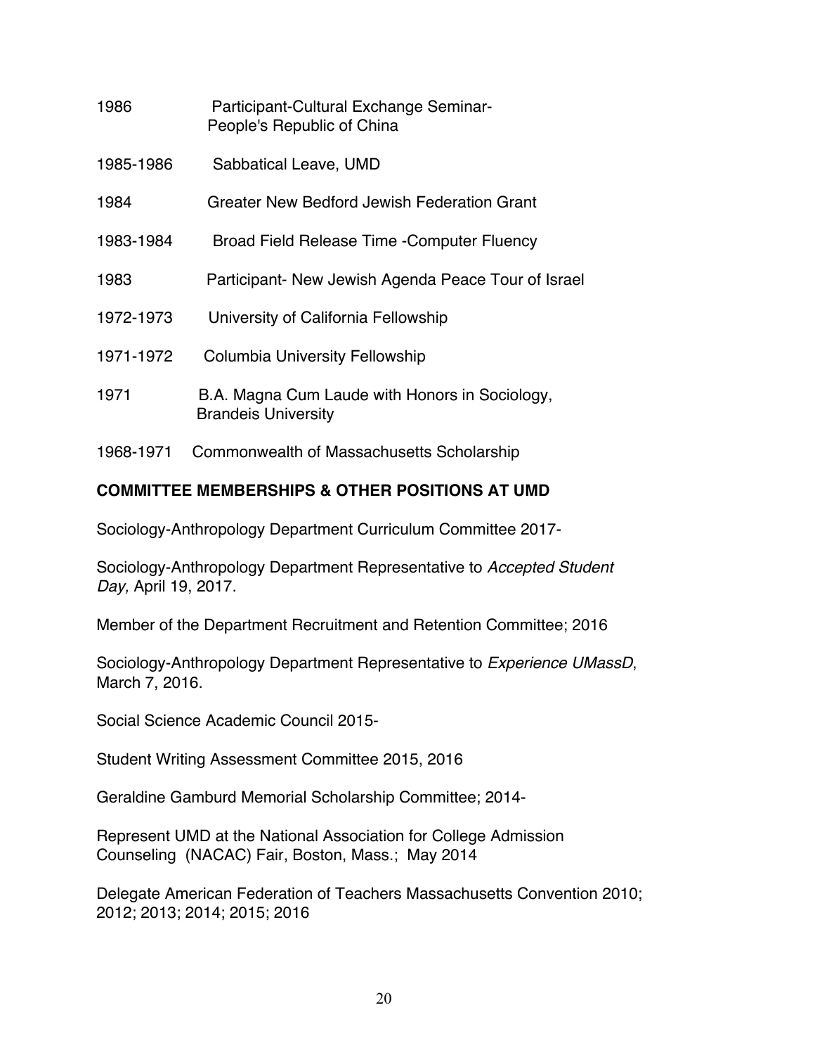1986 Participant-Cultural Exchange Seminar-
People's Republic of China

1985-1986 Sabbatical Leave, UMD

1984 Greater New Bedford Jewish Federation Grant

1983-1984 Broad Field Release Time -Computer Fluency

1983 Participant- New Jewish Agenda Peace Tour of Israel

1972-1973 University of California Fellowship

1971-1972 Columbia University Fellowship

1971 B.A. Magna Cum Laude with Honors in Sociology,
Brandeis University

1968-1971 Commonwealth of Massachusetts Scholarship

**COMMITTEE MEMBERSHIPS & OTHER POSITIONS AT UMD**

Sociology-Anthropology Department Curriculum Committee 2017-

Sociology-Anthropology Department Representative to *Accepted Student Day,* April 19, 2017.

Member of the Department Recruitment and Retention Committee; 2016

Sociology-Anthropology Department Representative to *Experience UMassD*, March 7, 2016.

Social Science Academic Council 2015-

Student Writing Assessment Committee 2015, 2016

Geraldine Gamburd Memorial Scholarship Committee; 2014-

Represent UMD at the National Association for College Admission Counseling (NACAC) Fair, Boston, Mass.; May 2014

Delegate American Federation of Teachers Massachusetts Convention 2010; 2012; 2013; 2014; 2015; 2016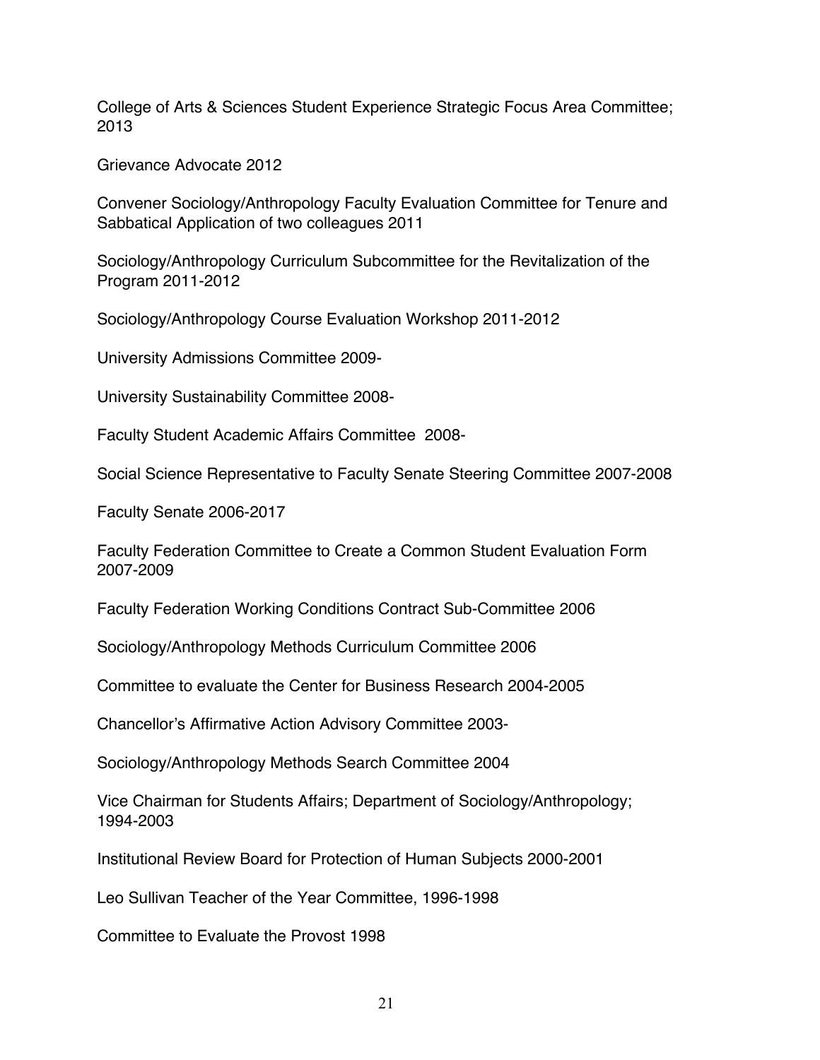College of Arts & Sciences Student Experience Strategic Focus Area Committee; 2013

Grievance Advocate 2012

Convener Sociology/Anthropology Faculty Evaluation Committee for Tenure and Sabbatical Application of two colleagues 2011

Sociology/Anthropology Curriculum Subcommittee for the Revitalization of the Program 2011-2012

Sociology/Anthropology Course Evaluation Workshop 2011-2012

University Admissions Committee 2009-

University Sustainability Committee 2008-

Faculty Student Academic Affairs Committee 2008-

Social Science Representative to Faculty Senate Steering Committee 2007-2008

Faculty Senate 2006-2017

Faculty Federation Committee to Create a Common Student Evaluation Form 2007-2009

Faculty Federation Working Conditions Contract Sub-Committee 2006

Sociology/Anthropology Methods Curriculum Committee 2006

Committee to evaluate the Center for Business Research 2004-2005

Chancellor's Affirmative Action Advisory Committee 2003-

Sociology/Anthropology Methods Search Committee 2004

Vice Chairman for Students Affairs; Department of Sociology/Anthropology; 1994-2003

Institutional Review Board for Protection of Human Subjects 2000-2001

Leo Sullivan Teacher of the Year Committee, 1996-1998

Committee to Evaluate the Provost 1998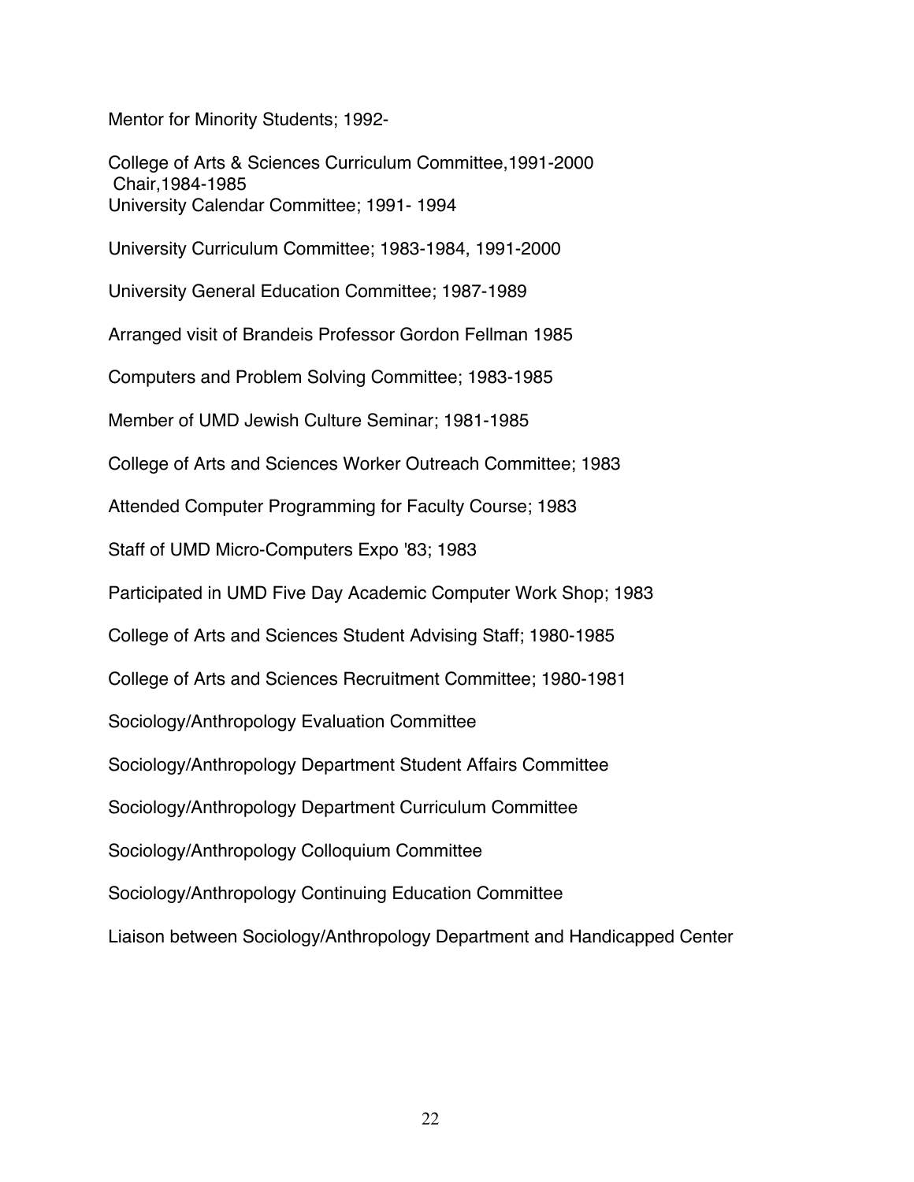Mentor for Minority Students; 1992-

College of Arts & Sciences Curriculum Committee,1991-2000
 Chair,1984-1985
University Calendar Committee; 1991- 1994

University Curriculum Committee; 1983-1984, 1991-2000

University General Education Committee; 1987-1989

Arranged visit of Brandeis Professor Gordon Fellman 1985

Computers and Problem Solving Committee; 1983-1985

Member of UMD Jewish Culture Seminar; 1981-1985

College of Arts and Sciences Worker Outreach Committee; 1983

Attended Computer Programming for Faculty Course; 1983

Staff of UMD Micro-Computers Expo '83; 1983

Participated in UMD Five Day Academic Computer Work Shop; 1983

College of Arts and Sciences Student Advising Staff; 1980-1985

College of Arts and Sciences Recruitment Committee; 1980-1981

Sociology/Anthropology Evaluation Committee

Sociology/Anthropology Department Student Affairs Committee

Sociology/Anthropology Department Curriculum Committee

Sociology/Anthropology Colloquium Committee

Sociology/Anthropology Continuing Education Committee

Liaison between Sociology/Anthropology Department and Handicapped Center